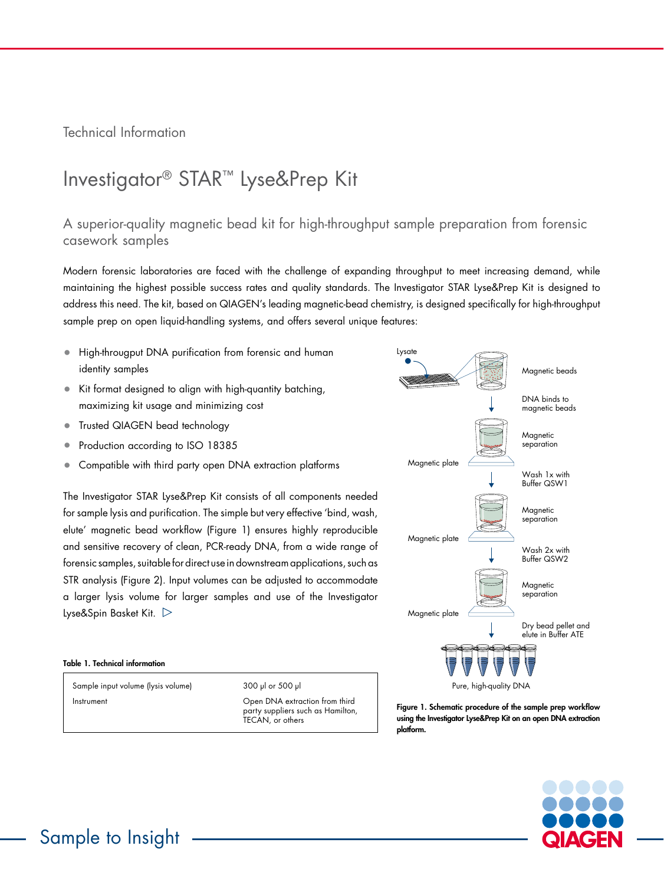Technical Information

# Investigator® STAR™ Lyse&Prep Kit

## A superior-quality magnetic bead kit for high-throughput sample preparation from forensic casework samples

Modern forensic laboratories are faced with the challenge of expanding throughput to meet increasing demand, while maintaining the highest possible success rates and quality standards. The Investigator STAR Lyse&Prep Kit is designed to address this need. The kit, based on QIAGEN's leading magnetic-bead chemistry, is designed specifically for high-throughput sample prep on open liquid-handling systems, and offers several unique features:

- High-througput DNA purification from forensic and human identity samples
- Kit format designed to align with high-quantity batching, maximizing kit usage and minimizing cost
- Trusted QIAGEN bead technology
- Production according to ISO 18385
- Compatible with third party open DNA extraction platforms

The Investigator STAR Lyse&Prep Kit consists of all components needed for sample lysis and purification. The simple but very effective 'bind, wash, elute' magnetic bead workflow (Figure 1) ensures highly reproducible and sensitive recovery of clean, PCR-ready DNA, from a wide range of forensic samples, suitable for direct use in downstream applications, such as STR analysis (Figure 2). Input volumes can be adjusted to accommodate a larger lysis volume for larger samples and use of the Investigator Lyse&Spin Basket Kit.

**Table 1. Technical information**

| | |
|---|---|
| Sample input volume (lysis volume) | 300 µl or 500 µl |
| Instrument | Open DNA extraction from third party suppliers such as Hamilton, TECAN, or others |

Lysate

Magnetic beads

DNA binds to magnetic beads

Magnetic separation

Magnetic plate

Wash 1x with Buffer QSW1

Magnetic separation

Magnetic plate

Wash 2x with Buffer QSW2

Magnetic separation

Magnetic plate

Dry bead pellet and elute in Buffer ATE

Pure, high-quality DNA

**Figure 1. Schematic procedure of the sample prep workflow using the Investigator Lyse&Prep Kit on an open DNA extraction platform.**

Sample to Insight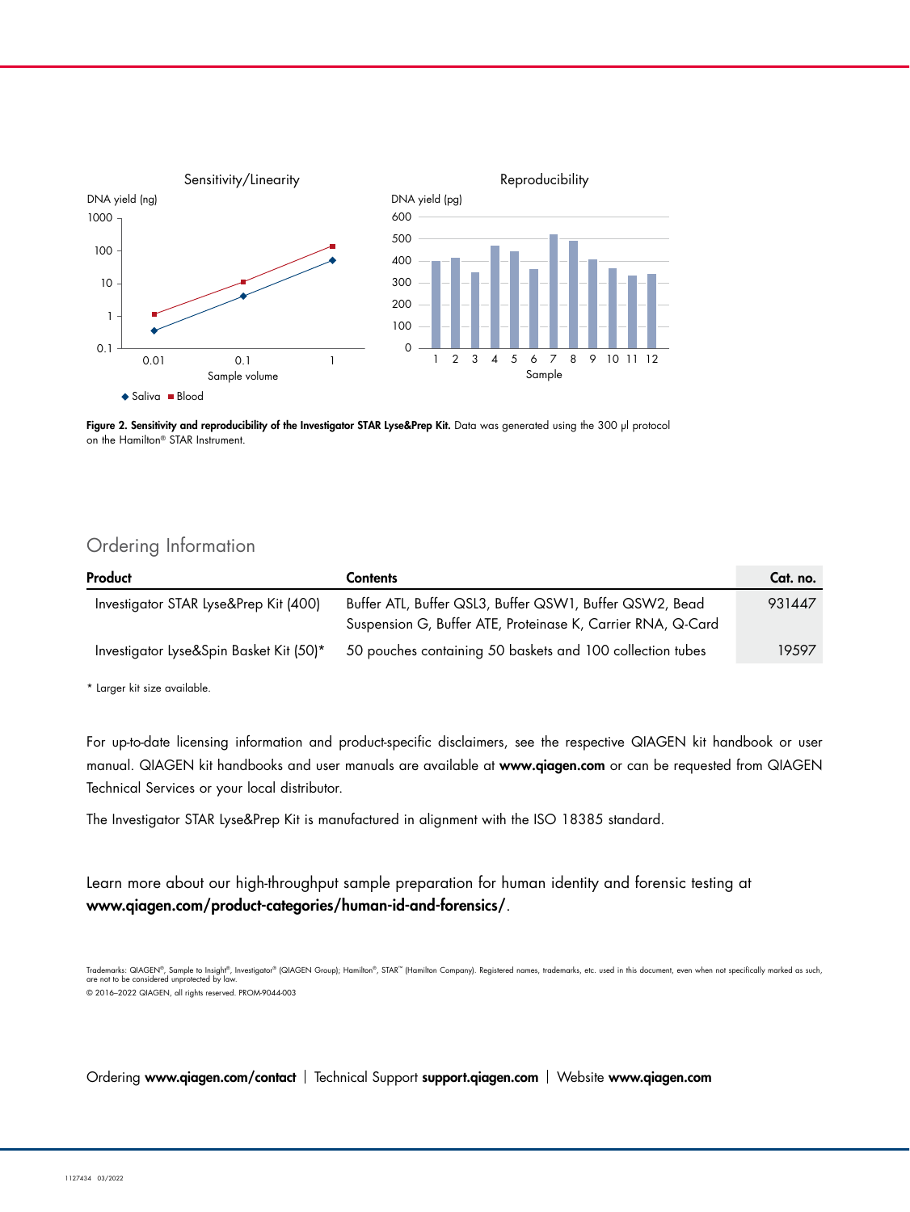Sensitivity/Linearity

DNA yield (ng)

1000
100
10
1
0.1

0.01
0.1
1

Sample volume

◆ Saliva ■ Blood

Reproducibility

DNA yield (pg)

600
500
400
300
200
100
0

1 2 3 4 5 6 7 8 9 10 11 12

Sample

**Figure 2. Sensitivity and reproducibility of the Investigator STAR Lyse&Prep Kit.** Data was generated using the 300 µl protocol on the Hamilton® STAR Instrument.

## Ordering Information

| Product | Contents | Cat. no. |
|---|---|---|
| Investigator STAR Lyse&Prep Kit (400) | Buffer ATL, Buffer QSL3, Buffer QSW1, Buffer QSW2, Bead Suspension G, Buffer ATE, Proteinase K, Carrier RNA, Q-Card | 931447 |
| Investigator Lyse&Spin Basket Kit (50)* | 50 pouches containing 50 baskets and 100 collection tubes | 19597 |

* Larger kit size available.

For up-to-date licensing information and product-specific disclaimers, see the respective QIAGEN kit handbook or user manual. QIAGEN kit handbooks and user manuals are available at **www.qiagen.com** or can be requested from QIAGEN Technical Services or your local distributor.

The Investigator STAR Lyse&Prep Kit is manufactured in alignment with the ISO 18385 standard.

Learn more about our high-throughput sample preparation for human identity and forensic testing at **www.qiagen.com/product-categories/human-id-and-forensics/**.

Trademarks: QIAGEN®, Sample to Insight®, Investigator® (QIAGEN Group); Hamilton®, STAR™ (Hamilton Company). Registered names, trademarks, etc. used in this document, even when not specifically marked as such, are not to be considered unprotected by law.

© 2016–2022 QIAGEN, all rights reserved. PROM-9044-003

Ordering **www.qiagen.com/contact** | Technical Support **support.qiagen.com** | Website **www.qiagen.com**

1127434 03/2022